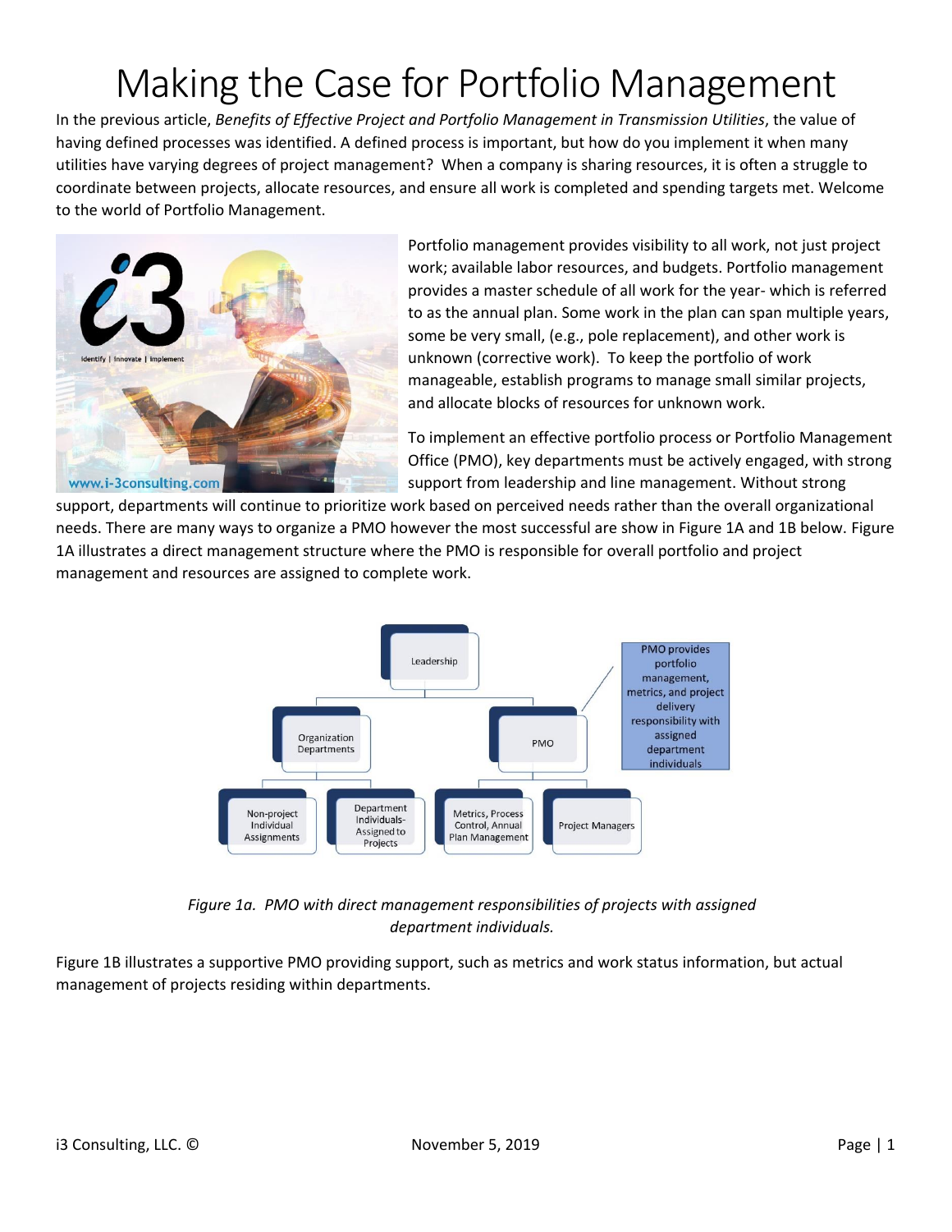# Making the Case for Portfolio Management

In the previous article, *Benefits of Effective Project and Portfolio Management in Transmission Utilities*, the value of having defined processes was identified. A defined process is important, but how do you implement it when many utilities have varying degrees of project management? When a company is sharing resources, it is often a struggle to coordinate between projects, allocate resources, and ensure all work is completed and spending targets met. Welcome to the world of Portfolio Management.

Portfolio management provides visibility to all work, not just project work; available labor resources, and budgets. Portfolio management provides a master schedule of all work for the year- which is referred to as the annual plan. Some work in the plan can span multiple years, some be very small, (e.g., pole replacement), and other work is unknown (corrective work). To keep the portfolio of work manageable, establish programs to manage small similar projects, and allocate blocks of resources for unknown work.

To implement an effective portfolio process or Portfolio Management Office (PMO), key departments must be actively engaged, with strong support from leadership and line management. Without strong support, departments will continue to prioritize work based on perceived needs rather than the overall organizational needs. There are many ways to organize a PMO however the most successful are show in Figure 1A and 1B below. Figure 1A illustrates a direct management structure where the PMO is responsible for overall portfolio and project management and resources are assigned to complete work.

*Figure 1a. PMO with direct management responsibilities of projects with assigned department individuals.*

Figure 1B illustrates a supportive PMO providing support, such as metrics and work status information, but actual management of projects residing within departments.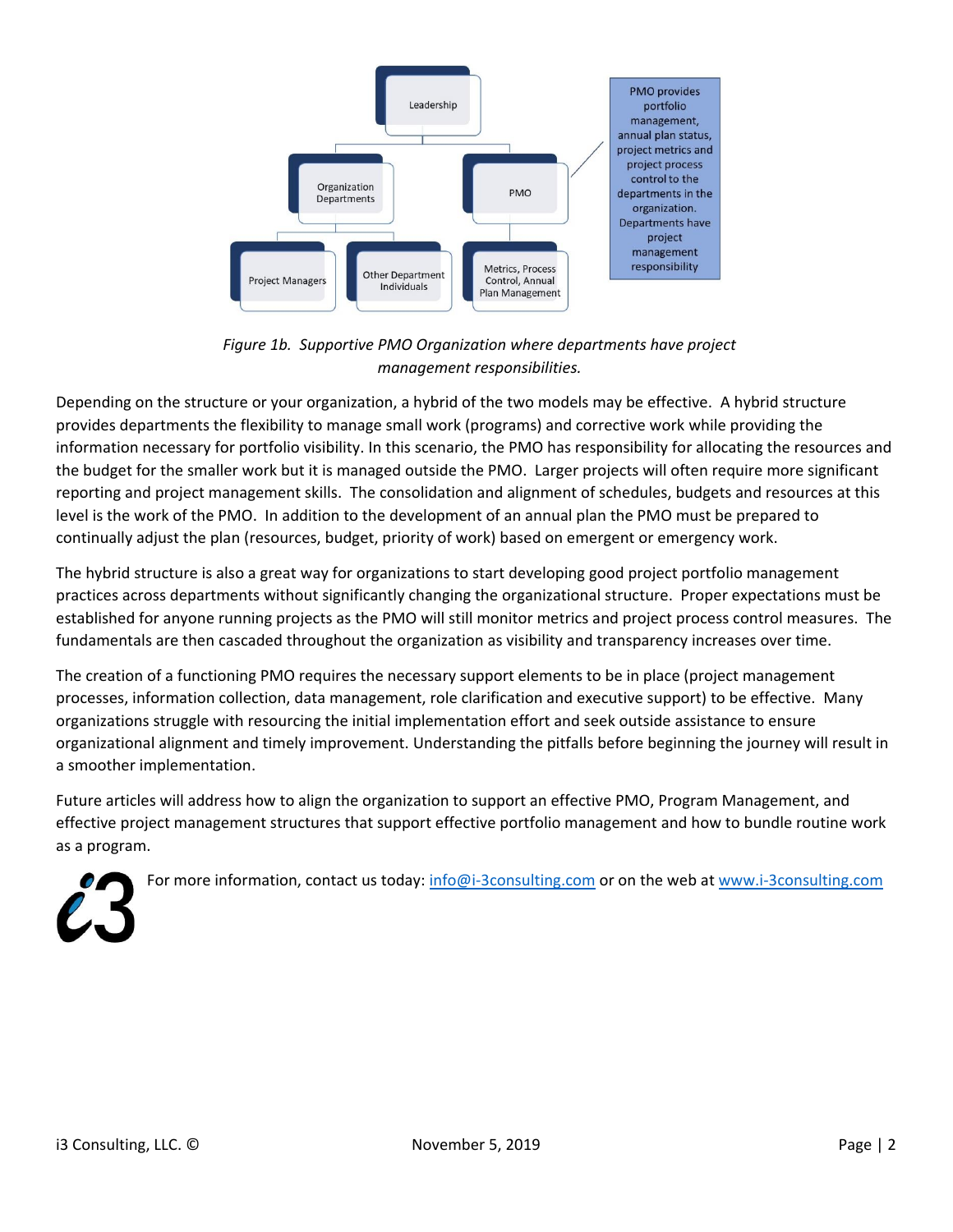Leadership

Organization Departments

PMO

Project Managers

Other Department Individuals

Metrics, Process Control, Annual Plan Management

PMO provides portfolio management, annual plan status, project metrics and project process control to the departments in the organization. Departments have project management responsibility

*Figure 1b. Supportive PMO Organization where departments have project management responsibilities.*

Depending on the structure or your organization, a hybrid of the two models may be effective. A hybrid structure provides departments the flexibility to manage small work (programs) and corrective work while providing the information necessary for portfolio visibility. In this scenario, the PMO has responsibility for allocating the resources and the budget for the smaller work but it is managed outside the PMO. Larger projects will often require more significant reporting and project management skills. The consolidation and alignment of schedules, budgets and resources at this level is the work of the PMO. In addition to the development of an annual plan the PMO must be prepared to continually adjust the plan (resources, budget, priority of work) based on emergent or emergency work.

The hybrid structure is also a great way for organizations to start developing good project portfolio management practices across departments without significantly changing the organizational structure. Proper expectations must be established for anyone running projects as the PMO will still monitor metrics and project process control measures. The fundamentals are then cascaded throughout the organization as visibility and transparency increases over time.

The creation of a functioning PMO requires the necessary support elements to be in place (project management processes, information collection, data management, role clarification and executive support) to be effective. Many organizations struggle with resourcing the initial implementation effort and seek outside assistance to ensure organizational alignment and timely improvement. Understanding the pitfalls before beginning the journey will result in a smoother implementation.

Future articles will address how to align the organization to support an effective PMO, Program Management, and effective project management structures that support effective portfolio management and how to bundle routine work as a program.

For more information, contact us today: [info@i-3consulting.com](mailto:info@i-3consulting.com) or on the web at [www.i-3consulting.com](http://www.i-3consulting.com)

i3 Consulting, LLC. © November 5, 2019